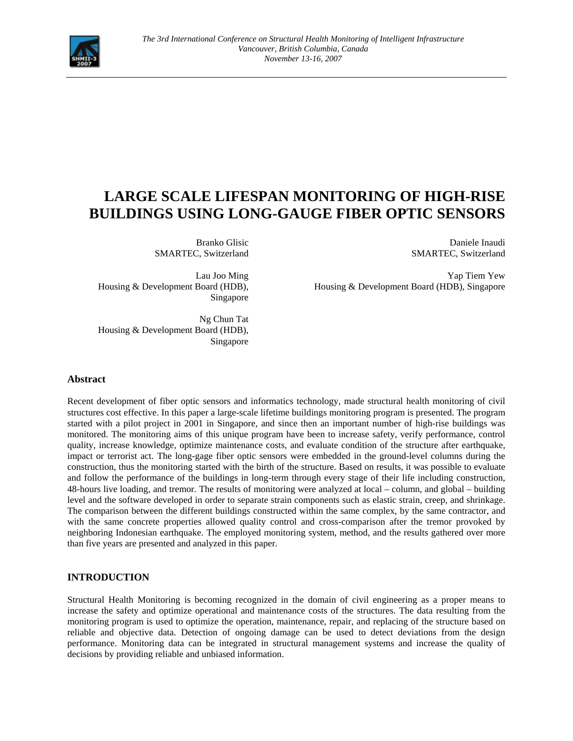# LARGE SCALE LIFESPAN MONITORING OF HIGH-RISE BUILDINGS USING LONG-GAUGE FIBER OPTIC SENSORS

Branko Glisic
SMARTEC, Switzerland

Daniele Inaudi
SMARTEC, Switzerland

Lau Joo Ming
Housing & Development Board (HDB), Singapore

Yap Tiem Yew
Housing & Development Board (HDB), Singapore

Ng Chun Tat
Housing & Development Board (HDB), Singapore

## Abstract

Recent development of fiber optic sensors and informatics technology, made structural health monitoring of civil structures cost effective. In this paper a large-scale lifetime buildings monitoring program is presented. The program started with a pilot project in 2001 in Singapore, and since then an important number of high-rise buildings was monitored. The monitoring aims of this unique program have been to increase safety, verify performance, control quality, increase knowledge, optimize maintenance costs, and evaluate condition of the structure after earthquake, impact or terrorist act. The long-gage fiber optic sensors were embedded in the ground-level columns during the construction, thus the monitoring started with the birth of the structure. Based on results, it was possible to evaluate and follow the performance of the buildings in long-term through every stage of their life including construction, 48-hours live loading, and tremor. The results of monitoring were analyzed at local – column, and global – building level and the software developed in order to separate strain components such as elastic strain, creep, and shrinkage. The comparison between the different buildings constructed within the same complex, by the same contractor, and with the same concrete properties allowed quality control and cross-comparison after the tremor provoked by neighboring Indonesian earthquake. The employed monitoring system, method, and the results gathered over more than five years are presented and analyzed in this paper.

## INTRODUCTION

Structural Health Monitoring is becoming recognized in the domain of civil engineering as a proper means to increase the safety and optimize operational and maintenance costs of the structures. The data resulting from the monitoring program is used to optimize the operation, maintenance, repair, and replacing of the structure based on reliable and objective data. Detection of ongoing damage can be used to detect deviations from the design performance. Monitoring data can be integrated in structural management systems and increase the quality of decisions by providing reliable and unbiased information.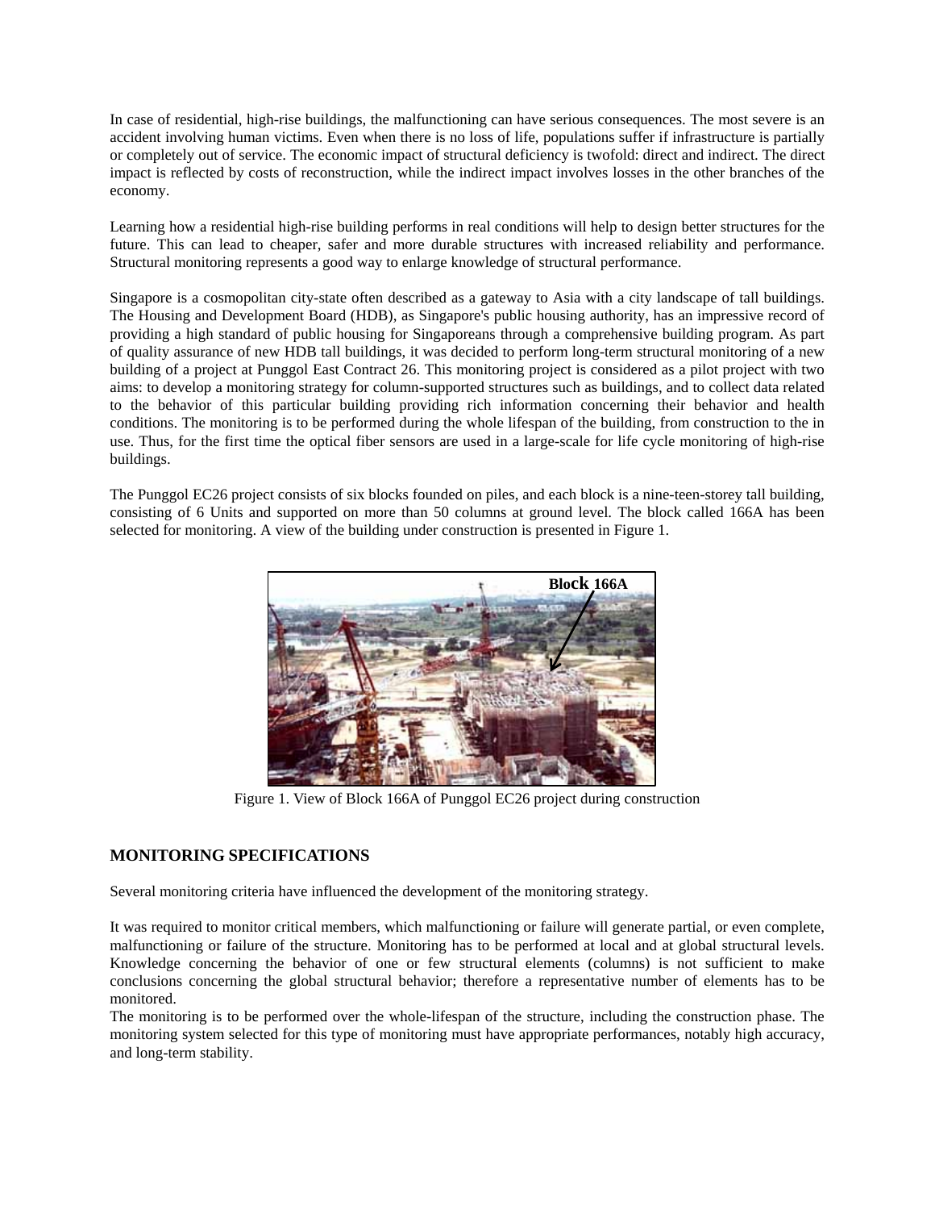In case of residential, high-rise buildings, the malfunctioning can have serious consequences. The most severe is an accident involving human victims. Even when there is no loss of life, populations suffer if infrastructure is partially or completely out of service. The economic impact of structural deficiency is twofold: direct and indirect. The direct impact is reflected by costs of reconstruction, while the indirect impact involves losses in the other branches of the economy.

Learning how a residential high-rise building performs in real conditions will help to design better structures for the future. This can lead to cheaper, safer and more durable structures with increased reliability and performance. Structural monitoring represents a good way to enlarge knowledge of structural performance.

Singapore is a cosmopolitan city-state often described as a gateway to Asia with a city landscape of tall buildings. The Housing and Development Board (HDB), as Singapore's public housing authority, has an impressive record of providing a high standard of public housing for Singaporeans through a comprehensive building program. As part of quality assurance of new HDB tall buildings, it was decided to perform long-term structural monitoring of a new building of a project at Punggol East Contract 26. This monitoring project is considered as a pilot project with two aims: to develop a monitoring strategy for column-supported structures such as buildings, and to collect data related to the behavior of this particular building providing rich information concerning their behavior and health conditions. The monitoring is to be performed during the whole lifespan of the building, from construction to the in use. Thus, for the first time the optical fiber sensors are used in a large-scale for life cycle monitoring of high-rise buildings.

The Punggol EC26 project consists of six blocks founded on piles, and each block is a nine-teen-storey tall building, consisting of 6 Units and supported on more than 50 columns at ground level. The block called 166A has been selected for monitoring. A view of the building under construction is presented in Figure 1.

Figure 1. View of Block 166A of Punggol EC26 project during construction

## MONITORING SPECIFICATIONS

Several monitoring criteria have influenced the development of the monitoring strategy.

It was required to monitor critical members, which malfunctioning or failure will generate partial, or even complete, malfunctioning or failure of the structure. Monitoring has to be performed at local and at global structural levels. Knowledge concerning the behavior of one or few structural elements (columns) is not sufficient to make conclusions concerning the global structural behavior; therefore a representative number of elements has to be monitored.

The monitoring is to be performed over the whole-lifespan of the structure, including the construction phase. The monitoring system selected for this type of monitoring must have appropriate performances, notably high accuracy, and long-term stability.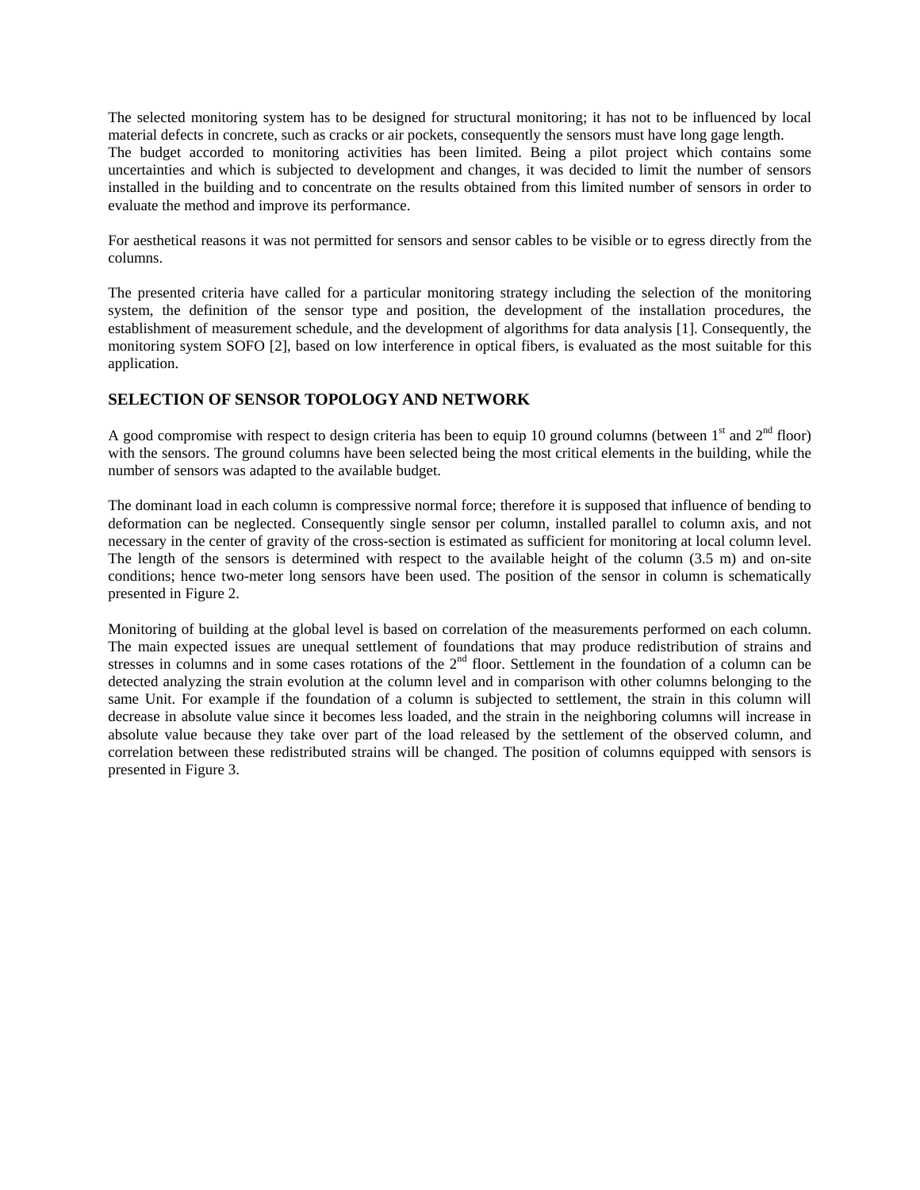The selected monitoring system has to be designed for structural monitoring; it has not to be influenced by local material defects in concrete, such as cracks or air pockets, consequently the sensors must have long gage length.
The budget accorded to monitoring activities has been limited. Being a pilot project which contains some uncertainties and which is subjected to development and changes, it was decided to limit the number of sensors installed in the building and to concentrate on the results obtained from this limited number of sensors in order to evaluate the method and improve its performance.

For aesthetical reasons it was not permitted for sensors and sensor cables to be visible or to egress directly from the columns.

The presented criteria have called for a particular monitoring strategy including the selection of the monitoring system, the definition of the sensor type and position, the development of the installation procedures, the establishment of measurement schedule, and the development of algorithms for data analysis [1]. Consequently, the monitoring system SOFO [2], based on low interference in optical fibers, is evaluated as the most suitable for this application.

## SELECTION OF SENSOR TOPOLOGY AND NETWORK

A good compromise with respect to design criteria has been to equip 10 ground columns (between 1st and 2nd floor) with the sensors. The ground columns have been selected being the most critical elements in the building, while the number of sensors was adapted to the available budget.

The dominant load in each column is compressive normal force; therefore it is supposed that influence of bending to deformation can be neglected. Consequently single sensor per column, installed parallel to column axis, and not necessary in the center of gravity of the cross-section is estimated as sufficient for monitoring at local column level. The length of the sensors is determined with respect to the available height of the column (3.5 m) and on-site conditions; hence two-meter long sensors have been used. The position of the sensor in column is schematically presented in Figure 2.

Monitoring of building at the global level is based on correlation of the measurements performed on each column. The main expected issues are unequal settlement of foundations that may produce redistribution of strains and stresses in columns and in some cases rotations of the 2nd floor. Settlement in the foundation of a column can be detected analyzing the strain evolution at the column level and in comparison with other columns belonging to the same Unit. For example if the foundation of a column is subjected to settlement, the strain in this column will decrease in absolute value since it becomes less loaded, and the strain in the neighboring columns will increase in absolute value because they take over part of the load released by the settlement of the observed column, and correlation between these redistributed strains will be changed. The position of columns equipped with sensors is presented in Figure 3.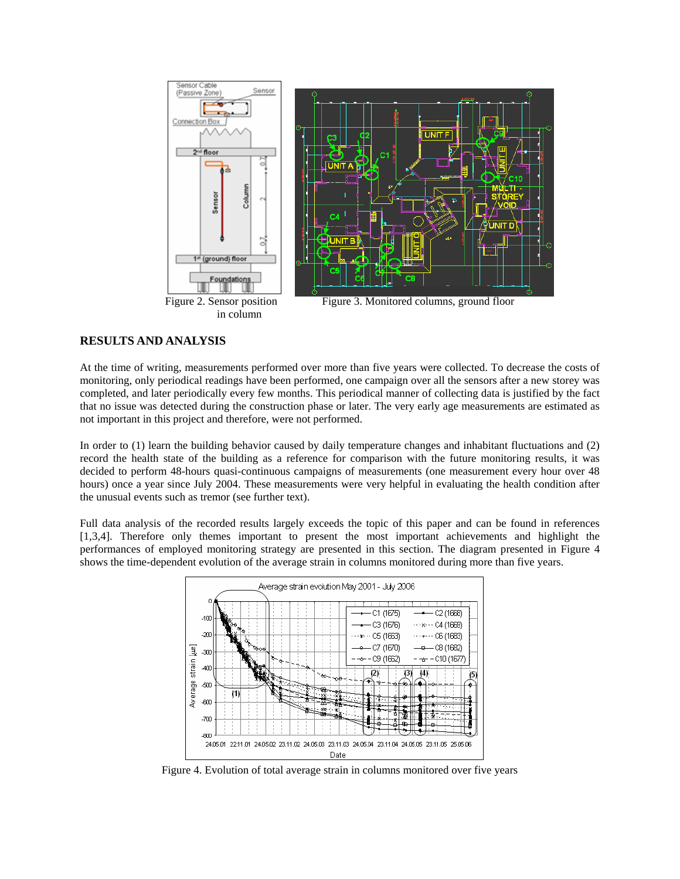Figure 2. Sensor position in column

Figure 3. Monitored columns, ground floor

## RESULTS AND ANALYSIS

At the time of writing, measurements performed over more than five years were collected. To decrease the costs of monitoring, only periodical readings have been performed, one campaign over all the sensors after a new storey was completed, and later periodically every few months. This periodical manner of collecting data is justified by the fact that no issue was detected during the construction phase or later. The very early age measurements are estimated as not important in this project and therefore, were not performed.

In order to (1) learn the building behavior caused by daily temperature changes and inhabitant fluctuations and (2) record the health state of the building as a reference for comparison with the future monitoring results, it was decided to perform 48-hours quasi-continuous campaigns of measurements (one measurement every hour over 48 hours) once a year since July 2004. These measurements were very helpful in evaluating the health condition after the unusual events such as tremor (see further text).

Full data analysis of the recorded results largely exceeds the topic of this paper and can be found in references [1,3,4]. Therefore only themes important to present the most important achievements and highlight the performances of employed monitoring strategy are presented in this section. The diagram presented in Figure 4 shows the time-dependent evolution of the average strain in columns monitored during more than five years.

Figure 4. Evolution of total average strain in columns monitored over five years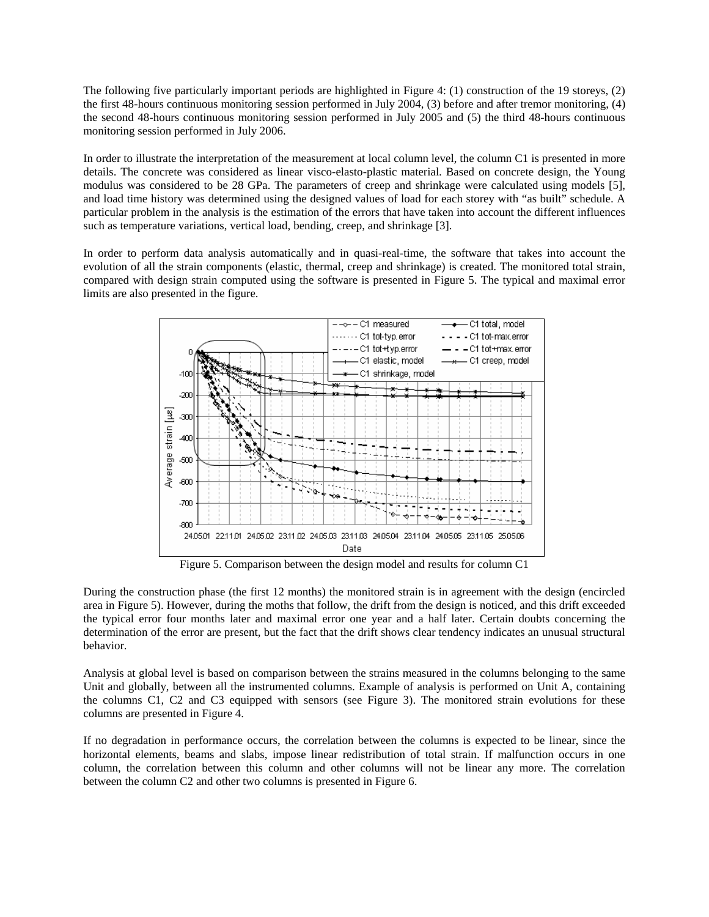The following five particularly important periods are highlighted in Figure 4: (1) construction of the 19 storeys, (2) the first 48-hours continuous monitoring session performed in July 2004, (3) before and after tremor monitoring, (4) the second 48-hours continuous monitoring session performed in July 2005 and (5) the third 48-hours continuous monitoring session performed in July 2006.

In order to illustrate the interpretation of the measurement at local column level, the column C1 is presented in more details. The concrete was considered as linear visco-elasto-plastic material. Based on concrete design, the Young modulus was considered to be 28 GPa. The parameters of creep and shrinkage were calculated using models [5], and load time history was determined using the designed values of load for each storey with "as built" schedule. A particular problem in the analysis is the estimation of the errors that have taken into account the different influences such as temperature variations, vertical load, bending, creep, and shrinkage [3].

In order to perform data analysis automatically and in quasi-real-time, the software that takes into account the evolution of all the strain components (elastic, thermal, creep and shrinkage) is created. The monitored total strain, compared with design strain computed using the software is presented in Figure 5. The typical and maximal error limits are also presented in the figure.

Figure 5. Comparison between the design model and results for column C1

During the construction phase (the first 12 months) the monitored strain is in agreement with the design (encircled area in Figure 5). However, during the moths that follow, the drift from the design is noticed, and this drift exceeded the typical error four months later and maximal error one year and a half later. Certain doubts concerning the determination of the error are present, but the fact that the drift shows clear tendency indicates an unusual structural behavior.

Analysis at global level is based on comparison between the strains measured in the columns belonging to the same Unit and globally, between all the instrumented columns. Example of analysis is performed on Unit A, containing the columns C1, C2 and C3 equipped with sensors (see Figure 3). The monitored strain evolutions for these columns are presented in Figure 4.

If no degradation in performance occurs, the correlation between the columns is expected to be linear, since the horizontal elements, beams and slabs, impose linear redistribution of total strain. If malfunction occurs in one column, the correlation between this column and other columns will not be linear any more. The correlation between the column C2 and other two columns is presented in Figure 6.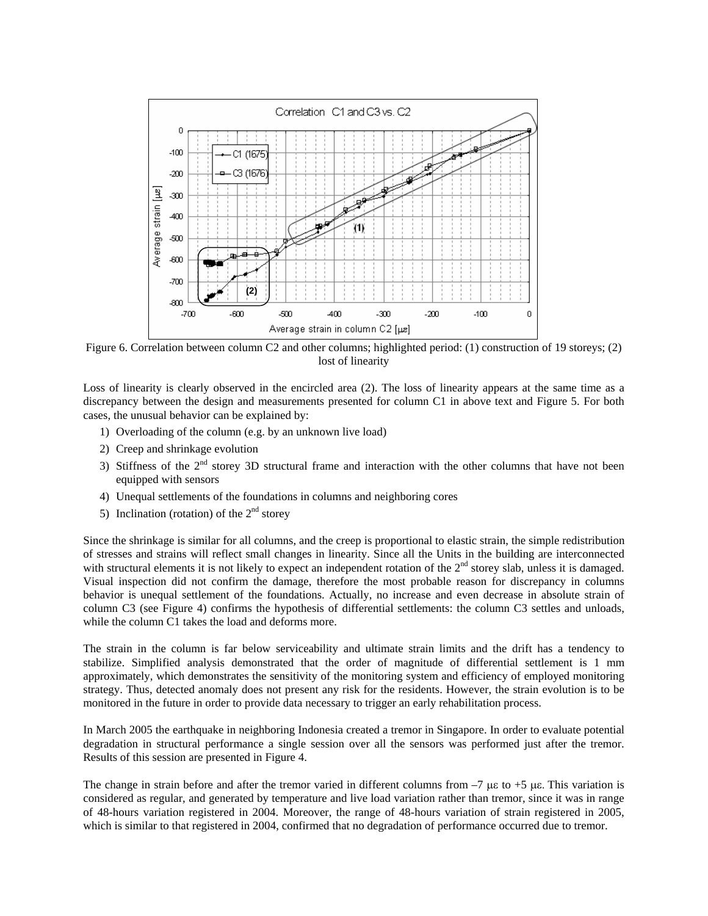Figure 6. Correlation between column C2 and other columns; highlighted period: (1) construction of 19 storeys; (2) lost of linearity

Loss of linearity is clearly observed in the encircled area (2). The loss of linearity appears at the same time as a discrepancy between the design and measurements presented for column C1 in above text and Figure 5. For both cases, the unusual behavior can be explained by:

1) Overloading of the column (e.g. by an unknown live load)
2) Creep and shrinkage evolution
3) Stiffness of the 2nd storey 3D structural frame and interaction with the other columns that have not been equipped with sensors
4) Unequal settlements of the foundations in columns and neighboring cores
5) Inclination (rotation) of the 2nd storey

Since the shrinkage is similar for all columns, and the creep is proportional to elastic strain, the simple redistribution of stresses and strains will reflect small changes in linearity. Since all the Units in the building are interconnected with structural elements it is not likely to expect an independent rotation of the 2nd storey slab, unless it is damaged. Visual inspection did not confirm the damage, therefore the most probable reason for discrepancy in columns behavior is unequal settlement of the foundations. Actually, no increase and even decrease in absolute strain of column C3 (see Figure 4) confirms the hypothesis of differential settlements: the column C3 settles and unloads, while the column C1 takes the load and deforms more.

The strain in the column is far below serviceability and ultimate strain limits and the drift has a tendency to stabilize. Simplified analysis demonstrated that the order of magnitude of differential settlement is 1 mm approximately, which demonstrates the sensitivity of the monitoring system and efficiency of employed monitoring strategy. Thus, detected anomaly does not present any risk for the residents. However, the strain evolution is to be monitored in the future in order to provide data necessary to trigger an early rehabilitation process.

In March 2005 the earthquake in neighboring Indonesia created a tremor in Singapore. In order to evaluate potential degradation in structural performance a single session over all the sensors was performed just after the tremor. Results of this session are presented in Figure 4.

The change in strain before and after the tremor varied in different columns from $-7$ $\mu\varepsilon$ to $+5$ $\mu\varepsilon$. This variation is considered as regular, and generated by temperature and live load variation rather than tremor, since it was in range of 48-hours variation registered in 2004. Moreover, the range of 48-hours variation of strain registered in 2005, which is similar to that registered in 2004, confirmed that no degradation of performance occurred due to tremor.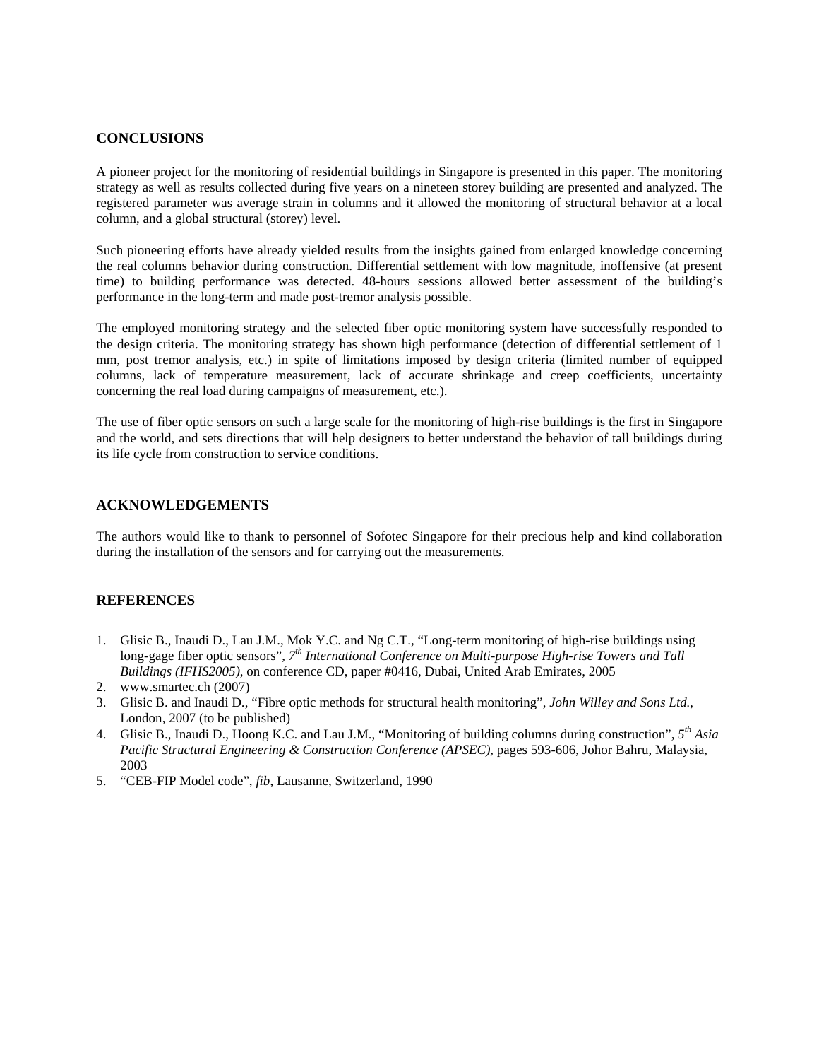## CONCLUSIONS

A pioneer project for the monitoring of residential buildings in Singapore is presented in this paper. The monitoring strategy as well as results collected during five years on a nineteen storey building are presented and analyzed. The registered parameter was average strain in columns and it allowed the monitoring of structural behavior at a local column, and a global structural (storey) level.

Such pioneering efforts have already yielded results from the insights gained from enlarged knowledge concerning the real columns behavior during construction. Differential settlement with low magnitude, inoffensive (at present time) to building performance was detected. 48-hours sessions allowed better assessment of the building's performance in the long-term and made post-tremor analysis possible.

The employed monitoring strategy and the selected fiber optic monitoring system have successfully responded to the design criteria. The monitoring strategy has shown high performance (detection of differential settlement of 1 mm, post tremor analysis, etc.) in spite of limitations imposed by design criteria (limited number of equipped columns, lack of temperature measurement, lack of accurate shrinkage and creep coefficients, uncertainty concerning the real load during campaigns of measurement, etc.).

The use of fiber optic sensors on such a large scale for the monitoring of high-rise buildings is the first in Singapore and the world, and sets directions that will help designers to better understand the behavior of tall buildings during its life cycle from construction to service conditions.

## ACKNOWLEDGEMENTS

The authors would like to thank to personnel of Sofotec Singapore for their precious help and kind collaboration during the installation of the sensors and for carrying out the measurements.

## REFERENCES

1. Glisic B., Inaudi D., Lau J.M., Mok Y.C. and Ng C.T., "Long-term monitoring of high-rise buildings using long-gage fiber optic sensors", *7th International Conference on Multi-purpose High-rise Towers and Tall Buildings (IFHS2005)*, on conference CD, paper #0416, Dubai, United Arab Emirates, 2005
2. www.smartec.ch (2007)
3. Glisic B. and Inaudi D., "Fibre optic methods for structural health monitoring", *John Willey and Sons Ltd.*, London, 2007 (to be published)
4. Glisic B., Inaudi D., Hoong K.C. and Lau J.M., "Monitoring of building columns during construction", *5th Asia Pacific Structural Engineering & Construction Conference (APSEC)*, pages 593-606, Johor Bahru, Malaysia, 2003
5. "CEB-FIP Model code", *fib*, Lausanne, Switzerland, 1990